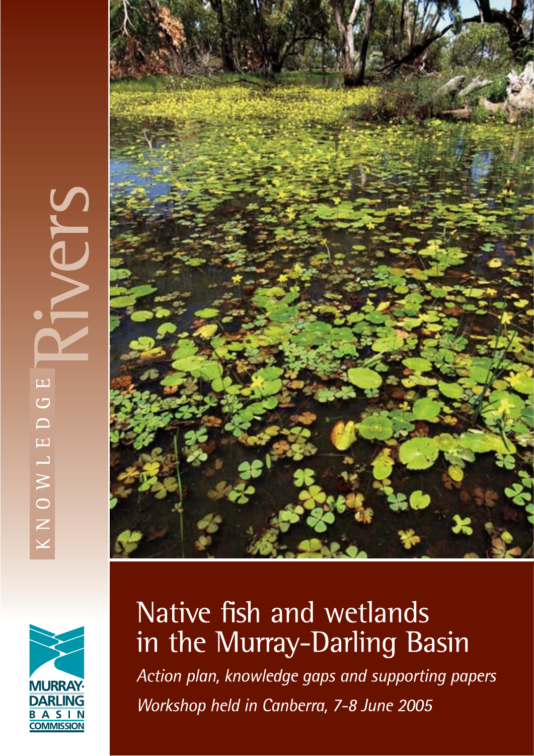KNOWLEDGE Rivers

# Native fish and wetlands in the Murray-Darling Basin

*Action plan, knowledge gaps and supporting papers*

*Workshop held in Canberra, 7-8 June 2005*

MURRAY-DARLING BASIN COMMISSION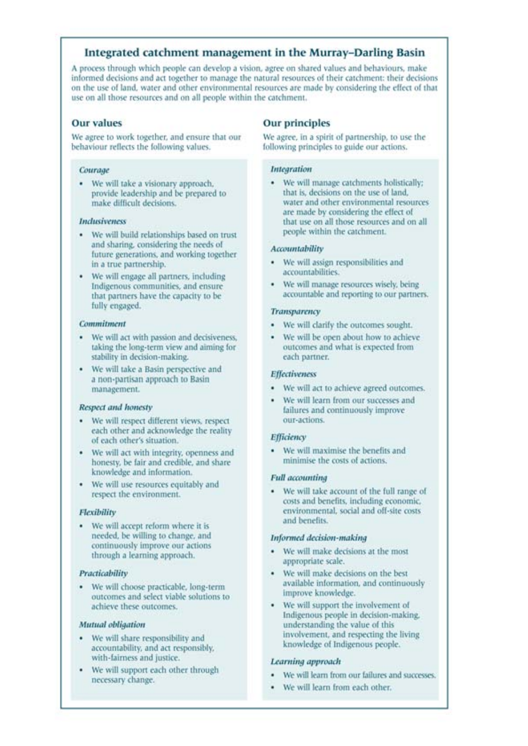## Integrated catchment management in the Murray–Darling Basin

A process through which people can develop a vision, agree on shared values and behaviours, make informed decisions and act together to manage the natural resources of their catchment: their decisions on the use of land, water and other environmental resources are made by considering the effect of that use on all those resources and on all people within the catchment.

### Our values

We agree to work together, and ensure that our behaviour reflects the following values.

*Courage*

- We will take a visionary approach, provide leadership and be prepared to make difficult decisions.

*Inclusiveness*

- We will build relationships based on trust and sharing, considering the needs of future generations, and working together in a true partnership.
- We will engage all partners, including Indigenous communities, and ensure that partners have the capacity to be fully engaged.

*Commitment*

- We will act with passion and decisiveness, taking the long-term view and aiming for stability in decision-making.
- We will take a Basin perspective and a non-partisan approach to Basin management.

*Respect and honesty*

- We will respect different views, respect each other and acknowledge the reality of each other's situation.
- We will act with integrity, openness and honesty, be fair and credible, and share knowledge and information.
- We will use resources equitably and respect the environment.

*Flexibility*

- We will accept reform where it is needed, be willing to change, and continuously improve our actions through a learning approach.

*Practicability*

- We will choose practicable, long-term outcomes and select viable solutions to achieve these outcomes.

*Mutual obligation*

- We will share responsibility and accountability, and act responsibly, with-fairness and justice.
- We will support each other through necessary change.

### Our principles

We agree, in a spirit of partnership, to use the following principles to guide our actions.

*Integration*

- We will manage catchments holistically; that is, decisions on the use of land, water and other environmental resources are made by considering the effect of that use on all those resources and on all people within the catchment.

*Accountability*

- We will assign responsibilities and accountabilities.
- We will manage resources wisely, being accountable and reporting to our partners.

*Transparency*

- We will clarify the outcomes sought.
- We will be open about how to achieve outcomes and what is expected from each partner.

*Effectiveness*

- We will act to achieve agreed outcomes.
- We will learn from our successes and failures and continuously improve our-actions.

*Efficiency*

- We will maximise the benefits and minimise the costs of actions.

*Full accounting*

- We will take account of the full range of costs and benefits, including economic, environmental, social and off-site costs and benefits.

*Informed decision-making*

- We will make decisions at the most appropriate scale.
- We will make decisions on the best available information, and continuously improve knowledge.
- We will support the involvement of Indigenous people in decision-making, understanding the value of this involvement, and respecting the living knowledge of Indigenous people.

*Learning approach*

- We will learn from our failures and successes.
- We will learn from each other.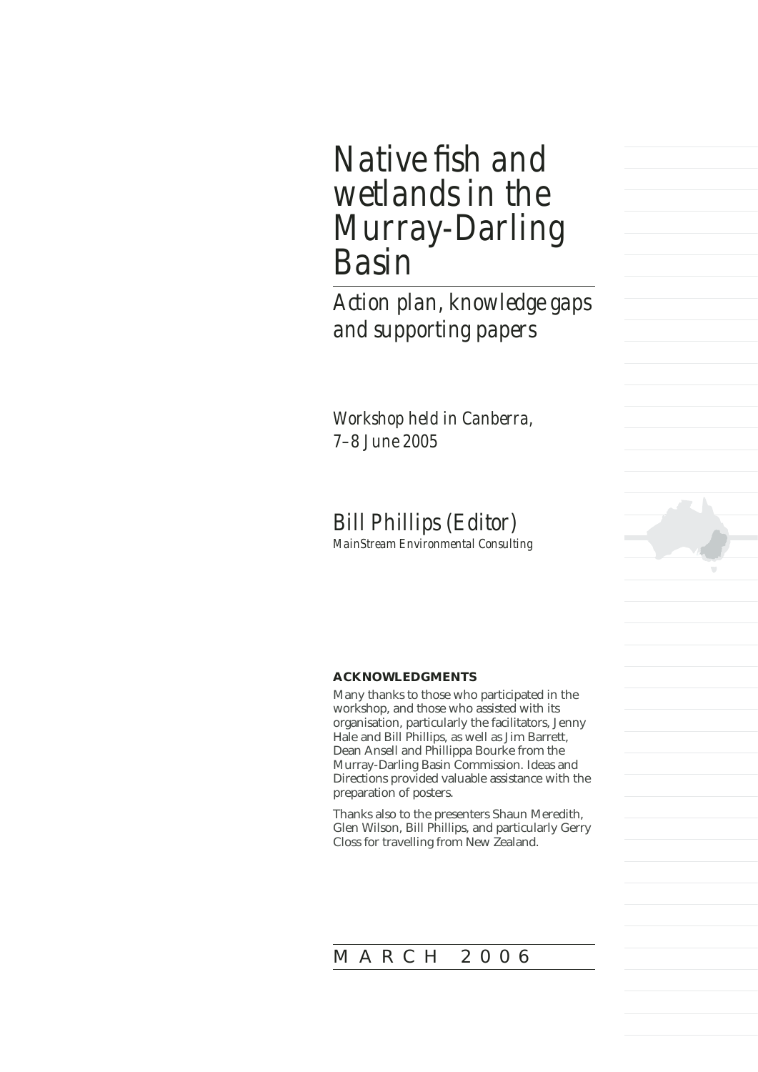# Native fish and wetlands in the Murray-Darling Basin

## Action plan, knowledge gaps and supporting papers

*Workshop held in Canberra, 7–8 June 2005*

Bill Phillips (Editor)
*MainStream Environmental Consulting*

**ACKNOWLEDGMENTS**

Many thanks to those who participated in the workshop, and those who assisted with its organisation, particularly the facilitators, Jenny Hale and Bill Phillips, as well as Jim Barrett, Dean Ansell and Phillippa Bourke from the Murray-Darling Basin Commission. Ideas and Directions provided valuable assistance with the preparation of posters.

Thanks also to the presenters Shaun Meredith, Glen Wilson, Bill Phillips, and particularly Gerry Closs for travelling from New Zealand.

MARCH 2006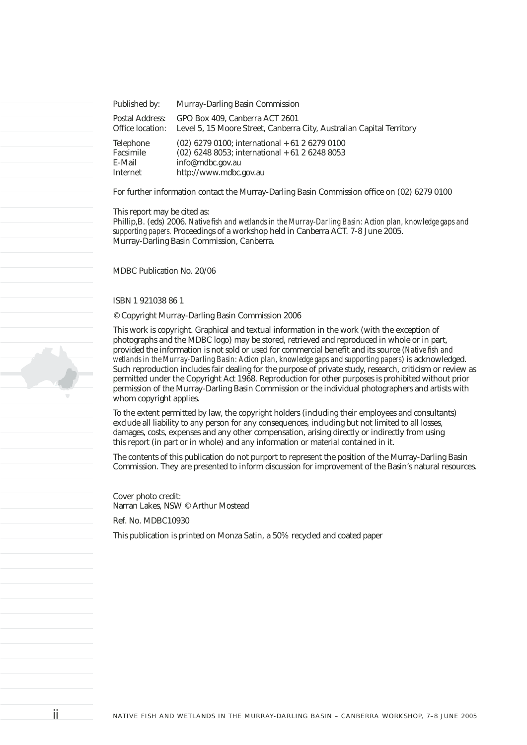| | |
|---|---|
| Published by: | Murray-Darling Basin Commission |
| Postal Address: | GPO Box 409, Canberra ACT 2601 |
| Office location: | Level 5, 15 Moore Street, Canberra City, Australian Capital Territory |
| Telephone | (02) 6279 0100; international + 61 2 6279 0100 |
| Facsimile | (02) 6248 8053; international + 61 2 6248 8053 |
| E-Mail | info@mdbc.gov.au |
| Internet | http://www.mdbc.gov.au |

For further information contact the Murray-Darling Basin Commission office on (02) 6279 0100

This report may be cited as:
Phillip,B. (eds) 2006. *Native fish and wetlands in the Murray-Darling Basin: Action plan, knowledge gaps and supporting papers.* Proceedings of a workshop held in Canberra ACT. 7-8 June 2005. Murray-Darling Basin Commission, Canberra.

MDBC Publication No. 20/06

ISBN 1 921038 86 1

© Copyright Murray-Darling Basin Commission 2006

This work is copyright. Graphical and textual information in the work (with the exception of photographs and the MDBC logo) may be stored, retrieved and reproduced in whole or in part, provided the information is not sold or used for commercial benefit and its source (*Native fish and wetlands in the Murray-Darling Basin: Action plan, knowledge gaps and supporting papers*) is acknowledged. Such reproduction includes fair dealing for the purpose of private study, research, criticism or review as permitted under the Copyright Act 1968. Reproduction for other purposes is prohibited without prior permission of the Murray-Darling Basin Commission or the individual photographers and artists with whom copyright applies.

To the extent permitted by law, the copyright holders (including their employees and consultants) exclude all liability to any person for any consequences, including but not limited to all losses, damages, costs, expenses and any other compensation, arising directly or indirectly from using this report (in part or in whole) and any information or material contained in it.

The contents of this publication do not purport to represent the position of the Murray-Darling Basin Commission. They are presented to inform discussion for improvement of the Basin's natural resources.

Cover photo credit:
Narran Lakes, NSW © Arthur Mostead

Ref. No. MDBC10930

This publication is printed on Monza Satin, a 50% recycled and coated paper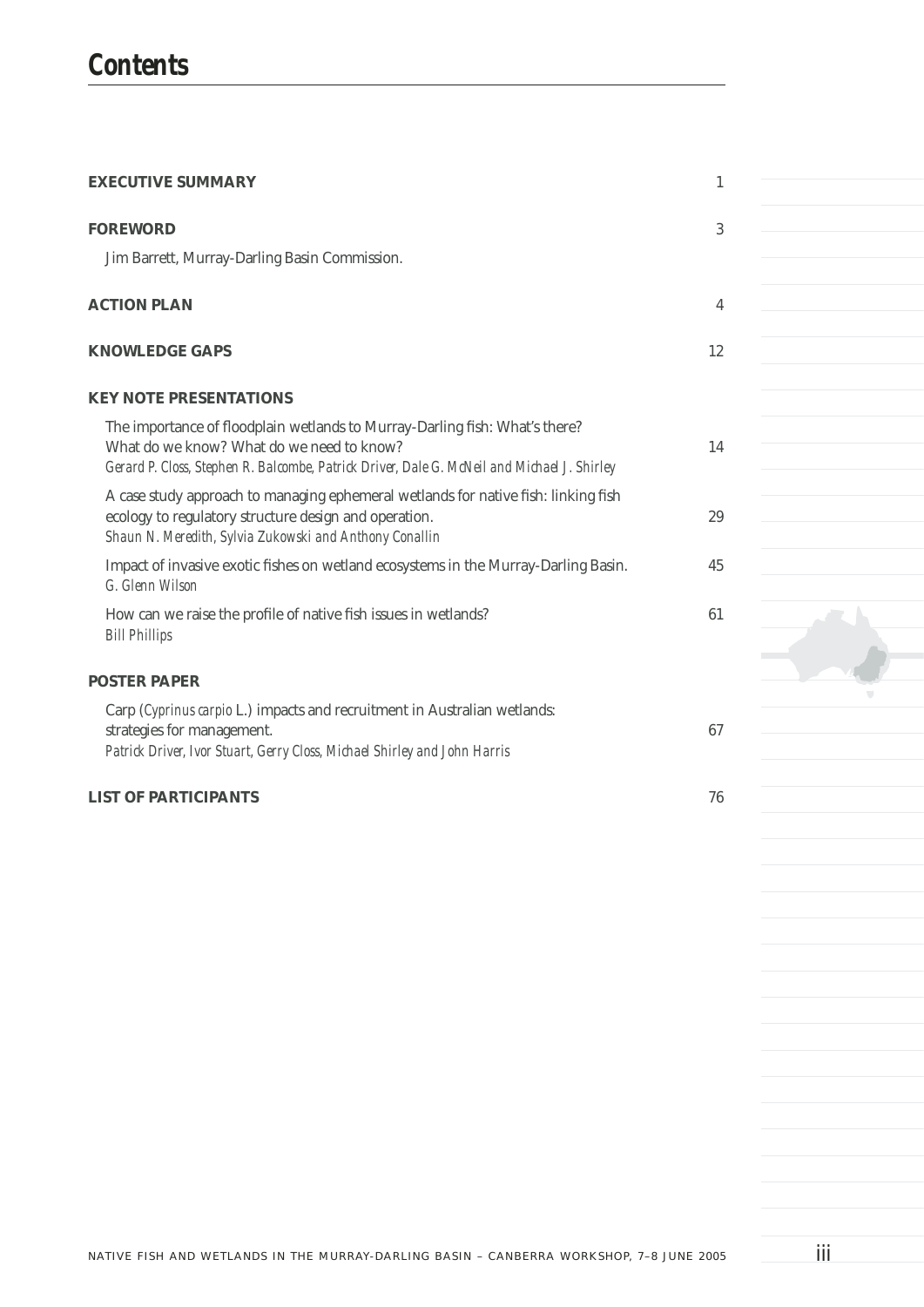# Contents

**EXECUTIVE SUMMARY** 1

**FOREWORD** 3

Jim Barrett, Murray-Darling Basin Commission.

**ACTION PLAN** 4

**KNOWLEDGE GAPS** 12

**KEY NOTE PRESENTATIONS**

The importance of floodplain wetlands to Murray-Darling fish: What's there? What do we know? What do we need to know? 14
*Gerard P. Closs, Stephen R. Balcombe, Patrick Driver, Dale G. McNeil and Michael J. Shirley*

A case study approach to managing ephemeral wetlands for native fish: linking fish ecology to regulatory structure design and operation. 29
*Shaun N. Meredith, Sylvia Zukowski and Anthony Conallin*

Impact of invasive exotic fishes on wetland ecosystems in the Murray-Darling Basin. 45
*G. Glenn Wilson*

How can we raise the profile of native fish issues in wetlands? 61
*Bill Phillips*

**POSTER PAPER**

Carp (*Cyprinus carpio* L.) impacts and recruitment in Australian wetlands: strategies for management. 67
*Patrick Driver, Ivor Stuart, Gerry Closs, Michael Shirley and John Harris*

**LIST OF PARTICIPANTS** 76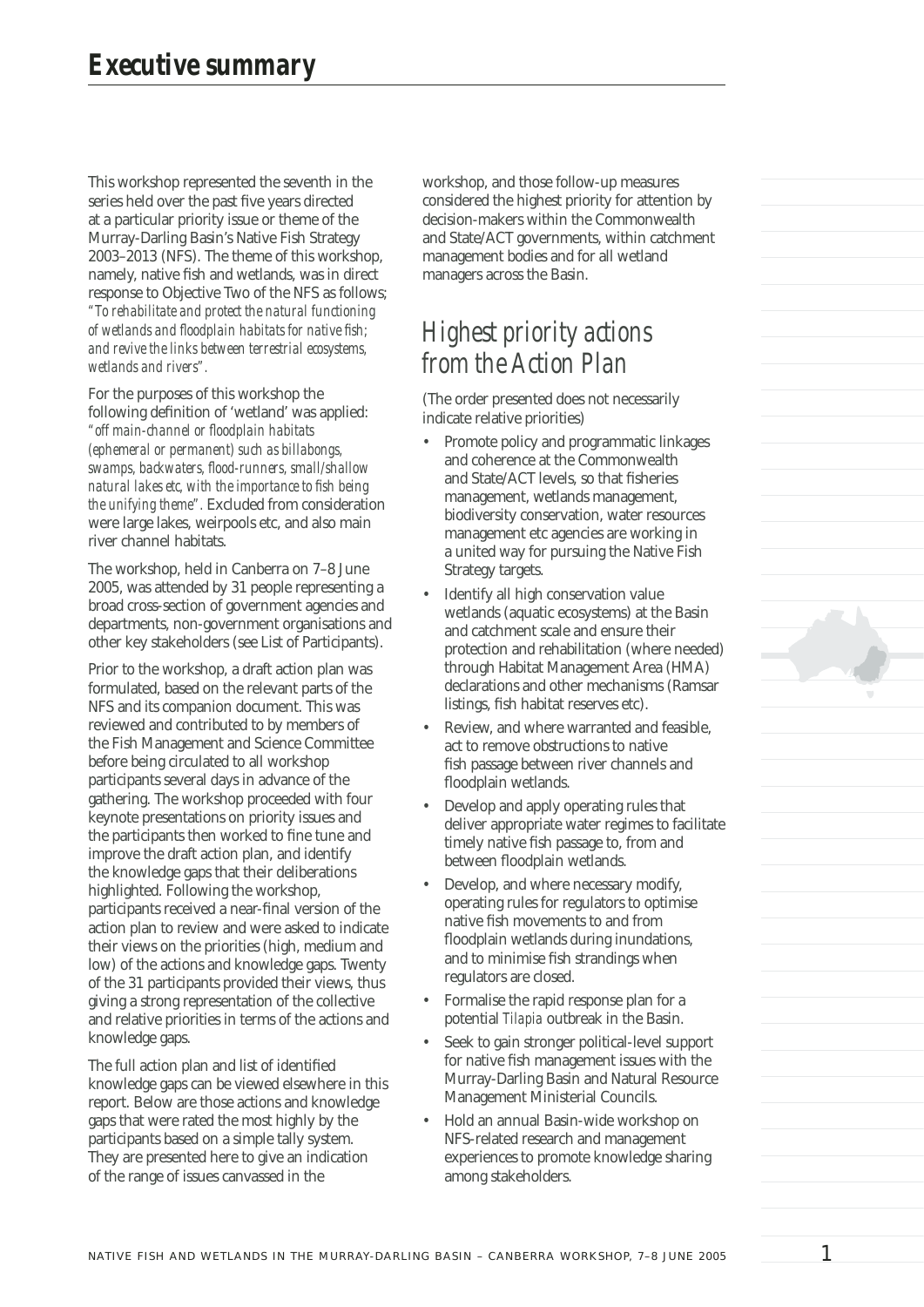# Executive summary

This workshop represented the seventh in the series held over the past five years directed at a particular priority issue or theme of the Murray-Darling Basin's Native Fish Strategy 2003–2013 (NFS). The theme of this workshop, namely, native fish and wetlands, was in direct response to Objective Two of the NFS as follows; *"To rehabilitate and protect the natural functioning of wetlands and floodplain habitats for native fish; and revive the links between terrestrial ecosystems, wetlands and rivers".*

For the purposes of this workshop the following definition of 'wetland' was applied: *"off main-channel or floodplain habitats (ephemeral or permanent) such as billabongs, swamps, backwaters, flood-runners, small/shallow natural lakes etc, with the importance to fish being the unifying theme".* Excluded from consideration were large lakes, weirpools etc, and also main river channel habitats.

The workshop, held in Canberra on 7–8 June 2005, was attended by 31 people representing a broad cross-section of government agencies and departments, non-government organisations and other key stakeholders (see List of Participants).

Prior to the workshop, a draft action plan was formulated, based on the relevant parts of the NFS and its companion document. This was reviewed and contributed to by members of the Fish Management and Science Committee before being circulated to all workshop participants several days in advance of the gathering. The workshop proceeded with four keynote presentations on priority issues and the participants then worked to fine tune and improve the draft action plan, and identify the knowledge gaps that their deliberations highlighted. Following the workshop, participants received a near-final version of the action plan to review and were asked to indicate their views on the priorities (high, medium and low) of the actions and knowledge gaps. Twenty of the 31 participants provided their views, thus giving a strong representation of the collective and relative priorities in terms of the actions and knowledge gaps.

The full action plan and list of identified knowledge gaps can be viewed elsewhere in this report. Below are those actions and knowledge gaps that were rated the most highly by the participants based on a simple tally system. They are presented here to give an indication of the range of issues canvassed in the workshop, and those follow-up measures considered the highest priority for attention by decision-makers within the Commonwealth and State/ACT governments, within catchment management bodies and for all wetland managers across the Basin.

## Highest priority actions from the Action Plan

(The order presented does not necessarily indicate relative priorities)

- Promote policy and programmatic linkages and coherence at the Commonwealth and State/ACT levels, so that fisheries management, wetlands management, biodiversity conservation, water resources management etc agencies are working in a united way for pursuing the Native Fish Strategy targets.
- Identify all high conservation value wetlands (aquatic ecosystems) at the Basin and catchment scale and ensure their protection and rehabilitation (where needed) through Habitat Management Area (HMA) declarations and other mechanisms (Ramsar listings, fish habitat reserves etc).
- Review, and where warranted and feasible, act to remove obstructions to native fish passage between river channels and floodplain wetlands.
- Develop and apply operating rules that deliver appropriate water regimes to facilitate timely native fish passage to, from and between floodplain wetlands.
- Develop, and where necessary modify, operating rules for regulators to optimise native fish movements to and from floodplain wetlands during inundations, and to minimise fish strandings when regulators are closed.
- Formalise the rapid response plan for a potential *Tilapia* outbreak in the Basin.
- Seek to gain stronger political-level support for native fish management issues with the Murray-Darling Basin and Natural Resource Management Ministerial Councils.
- Hold an annual Basin-wide workshop on NFS-related research and management experiences to promote knowledge sharing among stakeholders.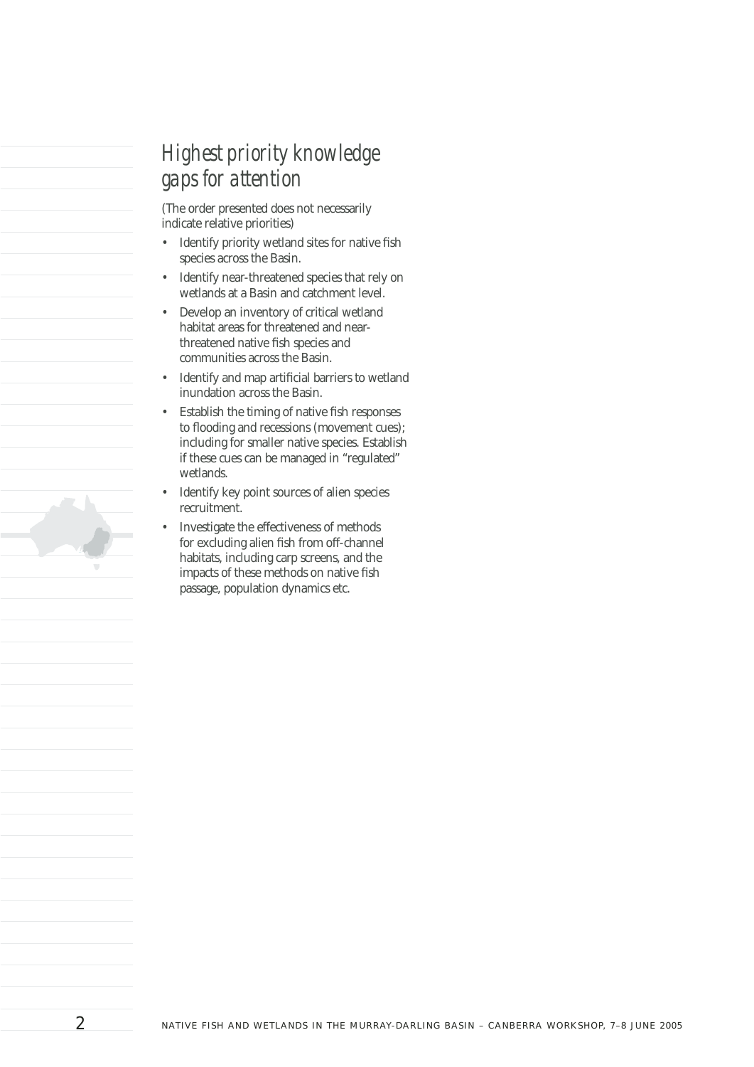## Highest priority knowledge gaps for attention

(The order presented does not necessarily indicate relative priorities)

- Identify priority wetland sites for native fish species across the Basin.
- Identify near-threatened species that rely on wetlands at a Basin and catchment level.
- Develop an inventory of critical wetland habitat areas for threatened and near-threatened native fish species and communities across the Basin.
- Identify and map artificial barriers to wetland inundation across the Basin.
- Establish the timing of native fish responses to flooding and recessions (movement cues); including for smaller native species. Establish if these cues can be managed in "regulated" wetlands.
- Identify key point sources of alien species recruitment.
- Investigate the effectiveness of methods for excluding alien fish from off-channel habitats, including carp screens, and the impacts of these methods on native fish passage, population dynamics etc.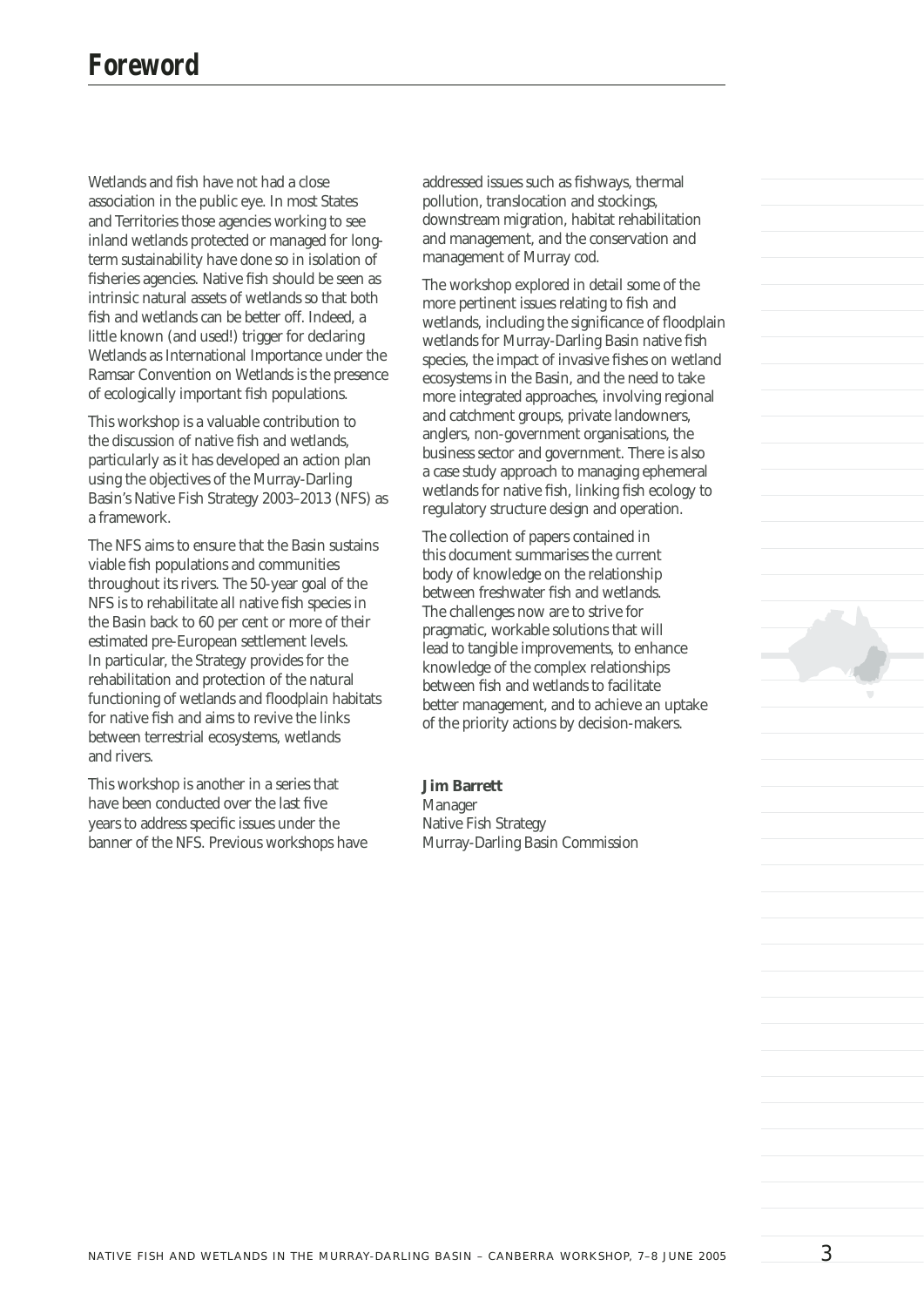# Foreword

Wetlands and fish have not had a close association in the public eye. In most States and Territories those agencies working to see inland wetlands protected or managed for long-term sustainability have done so in isolation of fisheries agencies. Native fish should be seen as intrinsic natural assets of wetlands so that both fish and wetlands can be better off. Indeed, a little known (and used!) trigger for declaring Wetlands as International Importance under the Ramsar Convention on Wetlands is the presence of ecologically important fish populations.

This workshop is a valuable contribution to the discussion of native fish and wetlands, particularly as it has developed an action plan using the objectives of the Murray-Darling Basin's Native Fish Strategy 2003–2013 (NFS) as a framework.

The NFS aims to ensure that the Basin sustains viable fish populations and communities throughout its rivers. The 50-year goal of the NFS is to rehabilitate all native fish species in the Basin back to 60 per cent or more of their estimated pre-European settlement levels. In particular, the Strategy provides for the rehabilitation and protection of the natural functioning of wetlands and floodplain habitats for native fish and aims to revive the links between terrestrial ecosystems, wetlands and rivers.

This workshop is another in a series that have been conducted over the last five years to address specific issues under the banner of the NFS. Previous workshops have addressed issues such as fishways, thermal pollution, translocation and stockings, downstream migration, habitat rehabilitation and management, and the conservation and management of Murray cod.

The workshop explored in detail some of the more pertinent issues relating to fish and wetlands, including the significance of floodplain wetlands for Murray-Darling Basin native fish species, the impact of invasive fishes on wetland ecosystems in the Basin, and the need to take more integrated approaches, involving regional and catchment groups, private landowners, anglers, non-government organisations, the business sector and government. There is also a case study approach to managing ephemeral wetlands for native fish, linking fish ecology to regulatory structure design and operation.

The collection of papers contained in this document summarises the current body of knowledge on the relationship between freshwater fish and wetlands. The challenges now are to strive for pragmatic, workable solutions that will lead to tangible improvements, to enhance knowledge of the complex relationships between fish and wetlands to facilitate better management, and to achieve an uptake of the priority actions by decision-makers.

**Jim Barrett**
Manager
Native Fish Strategy
Murray-Darling Basin Commission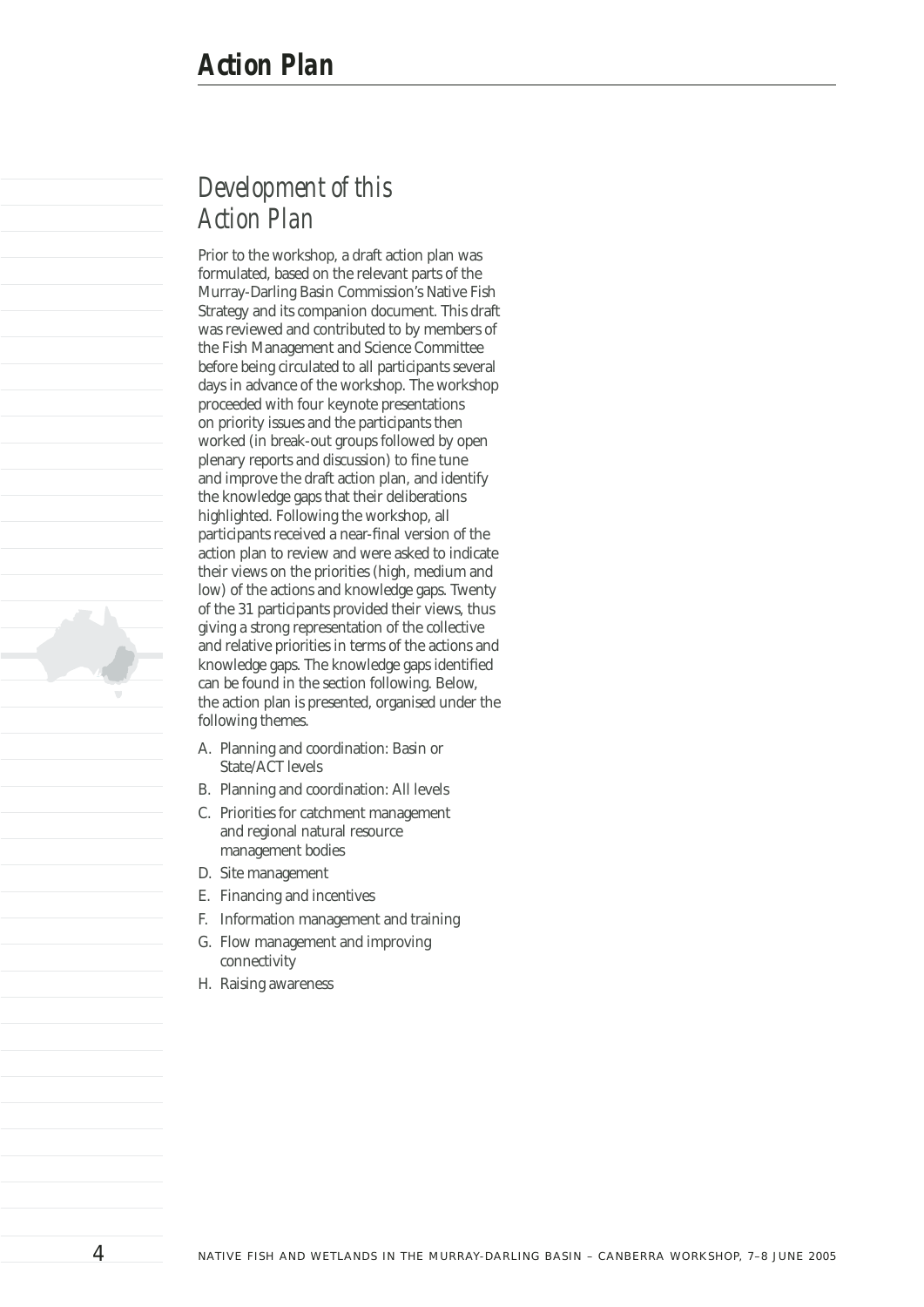# Action Plan

## Development of this Action Plan

Prior to the workshop, a draft action plan was formulated, based on the relevant parts of the Murray-Darling Basin Commission's Native Fish Strategy and its companion document. This draft was reviewed and contributed to by members of the Fish Management and Science Committee before being circulated to all participants several days in advance of the workshop. The workshop proceeded with four keynote presentations on priority issues and the participants then worked (in break-out groups followed by open plenary reports and discussion) to fine tune and improve the draft action plan, and identify the knowledge gaps that their deliberations highlighted. Following the workshop, all participants received a near-final version of the action plan to review and were asked to indicate their views on the priorities (high, medium and low) of the actions and knowledge gaps. Twenty of the 31 participants provided their views, thus giving a strong representation of the collective and relative priorities in terms of the actions and knowledge gaps. The knowledge gaps identified can be found in the section following. Below, the action plan is presented, organised under the following themes.

A. Planning and coordination: Basin or State/ACT levels
B. Planning and coordination: All levels
C. Priorities for catchment management and regional natural resource management bodies
D. Site management
E. Financing and incentives
F. Information management and training
G. Flow management and improving connectivity
H. Raising awareness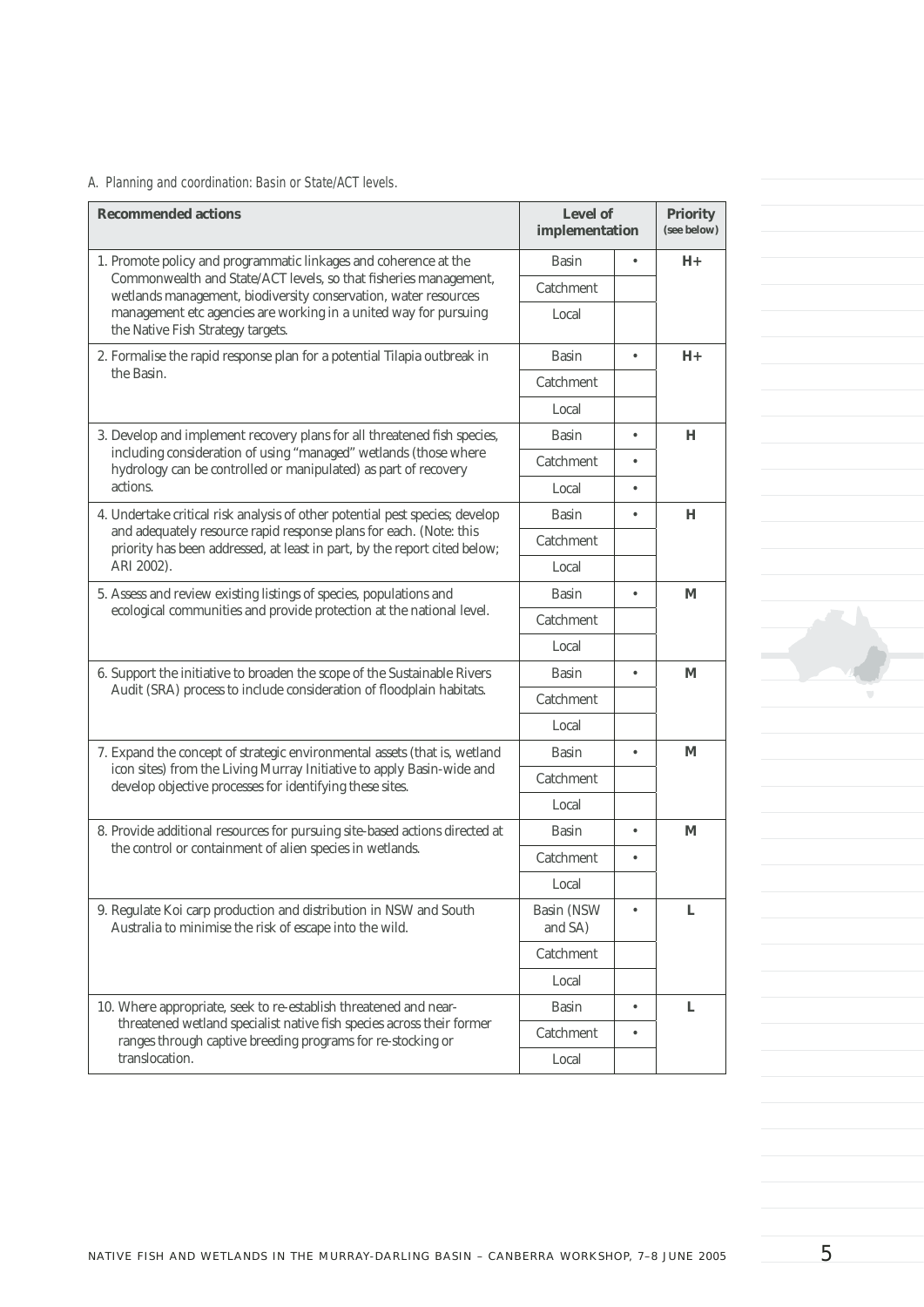*A. Planning and coordination: Basin or State/ACT levels.*

| Recommended actions | Level of implementation | | Priority (see below) |
|---|---|---|---|
| 1. Promote policy and programmatic linkages and coherence at the Commonwealth and State/ACT levels, so that fisheries management, wetlands management, biodiversity conservation, water resources management etc agencies are working in a united way for pursuing the Native Fish Strategy targets. | Basin | • | H+ |
| | Catchment | | |
| | Local | | |
| 2. Formalise the rapid response plan for a potential Tilapia outbreak in the Basin. | Basin | • | H+ |
| | Catchment | | |
| | Local | | |
| 3. Develop and implement recovery plans for all threatened fish species, including consideration of using "managed" wetlands (those where hydrology can be controlled or manipulated) as part of recovery actions. | Basin | • | H |
| | Catchment | • | |
| | Local | • | |
| 4. Undertake critical risk analysis of other potential pest species; develop and adequately resource rapid response plans for each. (Note: this priority has been addressed, at least in part, by the report cited below; ARI 2002). | Basin | • | H |
| | Catchment | | |
| | Local | | |
| 5. Assess and review existing listings of species, populations and ecological communities and provide protection at the national level. | Basin | • | M |
| | Catchment | | |
| | Local | | |
| 6. Support the initiative to broaden the scope of the Sustainable Rivers Audit (SRA) process to include consideration of floodplain habitats. | Basin | • | M |
| | Catchment | | |
| | Local | | |
| 7. Expand the concept of strategic environmental assets (that is, wetland icon sites) from the Living Murray Initiative to apply Basin-wide and develop objective processes for identifying these sites. | Basin | • | M |
| | Catchment | | |
| | Local | | |
| 8. Provide additional resources for pursuing site-based actions directed at the control or containment of alien species in wetlands. | Basin | • | M |
| | Catchment | • | |
| | Local | | |
| 9. Regulate Koi carp production and distribution in NSW and South Australia to minimise the risk of escape into the wild. | Basin (NSW and SA) | • | L |
| | Catchment | | |
| | Local | | |
| 10. Where appropriate, seek to re-establish threatened and near-threatened wetland specialist native fish species across their former ranges through captive breeding programs for re-stocking or translocation. | Basin | • | L |
| | Catchment | • | |
| | Local | | |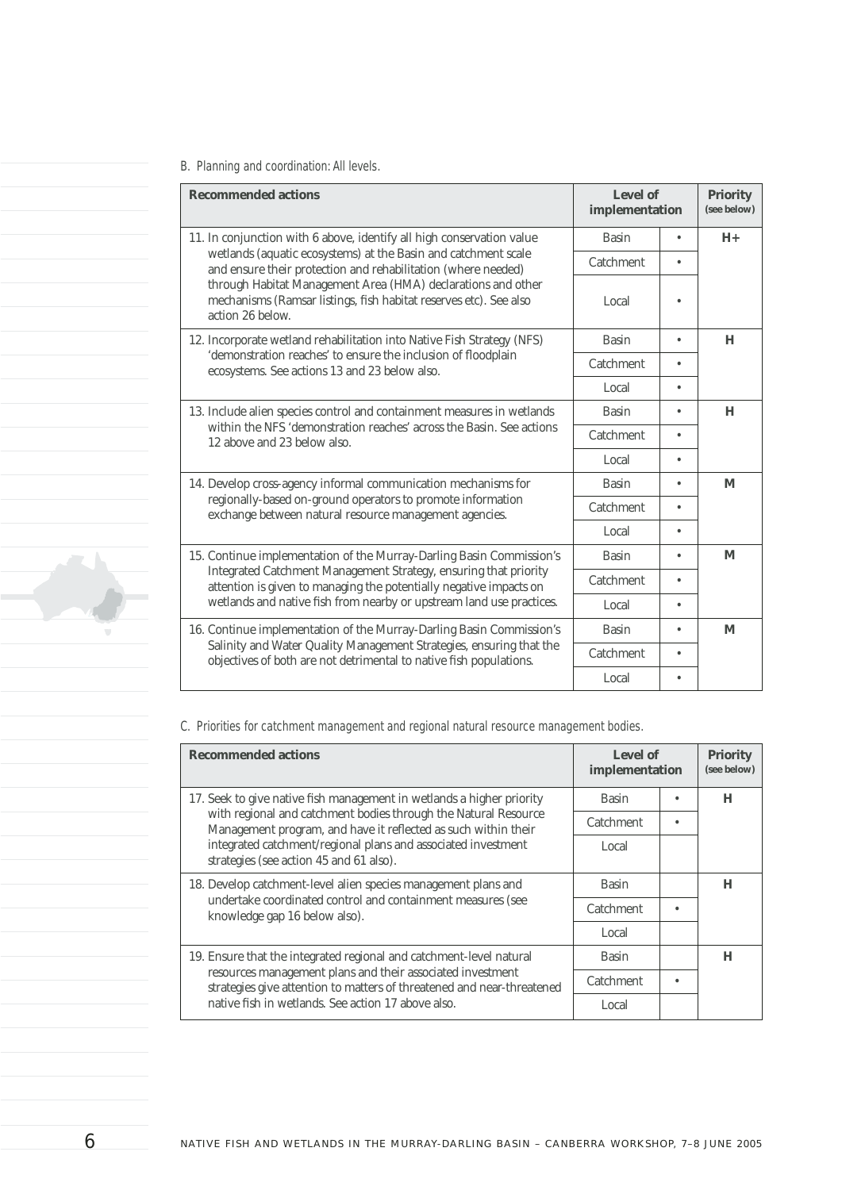*B. Planning and coordination: All levels.*

| Recommended actions | Level of implementation | | Priority (see below) |
|---|---|---|---|
| 11. In conjunction with 6 above, identify all high conservation value wetlands (aquatic ecosystems) at the Basin and catchment scale and ensure their protection and rehabilitation (where needed) through Habitat Management Area (HMA) declarations and other mechanisms (Ramsar listings, fish habitat reserves etc). See also action 26 below. | Basin | • | H+ |
| | Catchment | • | |
| | Local | • | |
| 12. Incorporate wetland rehabilitation into Native Fish Strategy (NFS) 'demonstration reaches' to ensure the inclusion of floodplain ecosystems. See actions 13 and 23 below also. | Basin | • | H |
| | Catchment | • | |
| | Local | • | |
| 13. Include alien species control and containment measures in wetlands within the NFS 'demonstration reaches' across the Basin. See actions 12 above and 23 below also. | Basin | • | H |
| | Catchment | • | |
| | Local | • | |
| 14. Develop cross-agency informal communication mechanisms for regionally-based on-ground operators to promote information exchange between natural resource management agencies. | Basin | • | M |
| | Catchment | • | |
| | Local | • | |
| 15. Continue implementation of the Murray-Darling Basin Commission's Integrated Catchment Management Strategy, ensuring that priority attention is given to managing the potentially negative impacts on wetlands and native fish from nearby or upstream land use practices. | Basin | • | M |
| | Catchment | • | |
| | Local | • | |
| 16. Continue implementation of the Murray-Darling Basin Commission's Salinity and Water Quality Management Strategies, ensuring that the objectives of both are not detrimental to native fish populations. | Basin | • | M |
| | Catchment | • | |
| | Local | • | |

*C. Priorities for catchment management and regional natural resource management bodies.*

| Recommended actions | Level of implementation | | Priority (see below) |
|---|---|---|---|
| 17. Seek to give native fish management in wetlands a higher priority with regional and catchment bodies through the Natural Resource Management program, and have it reflected as such within their integrated catchment/regional plans and associated investment strategies (see action 45 and 61 also). | Basin | • | H |
| | Catchment | • | |
| | Local | | |
| 18. Develop catchment-level alien species management plans and undertake coordinated control and containment measures (see knowledge gap 16 below also). | Basin | | H |
| | Catchment | • | |
| | Local | | |
| 19. Ensure that the integrated regional and catchment-level natural resources management plans and their associated investment strategies give attention to matters of threatened and near-threatened native fish in wetlands. See action 17 above also. | Basin | | H |
| | Catchment | • | |
| | Local | | |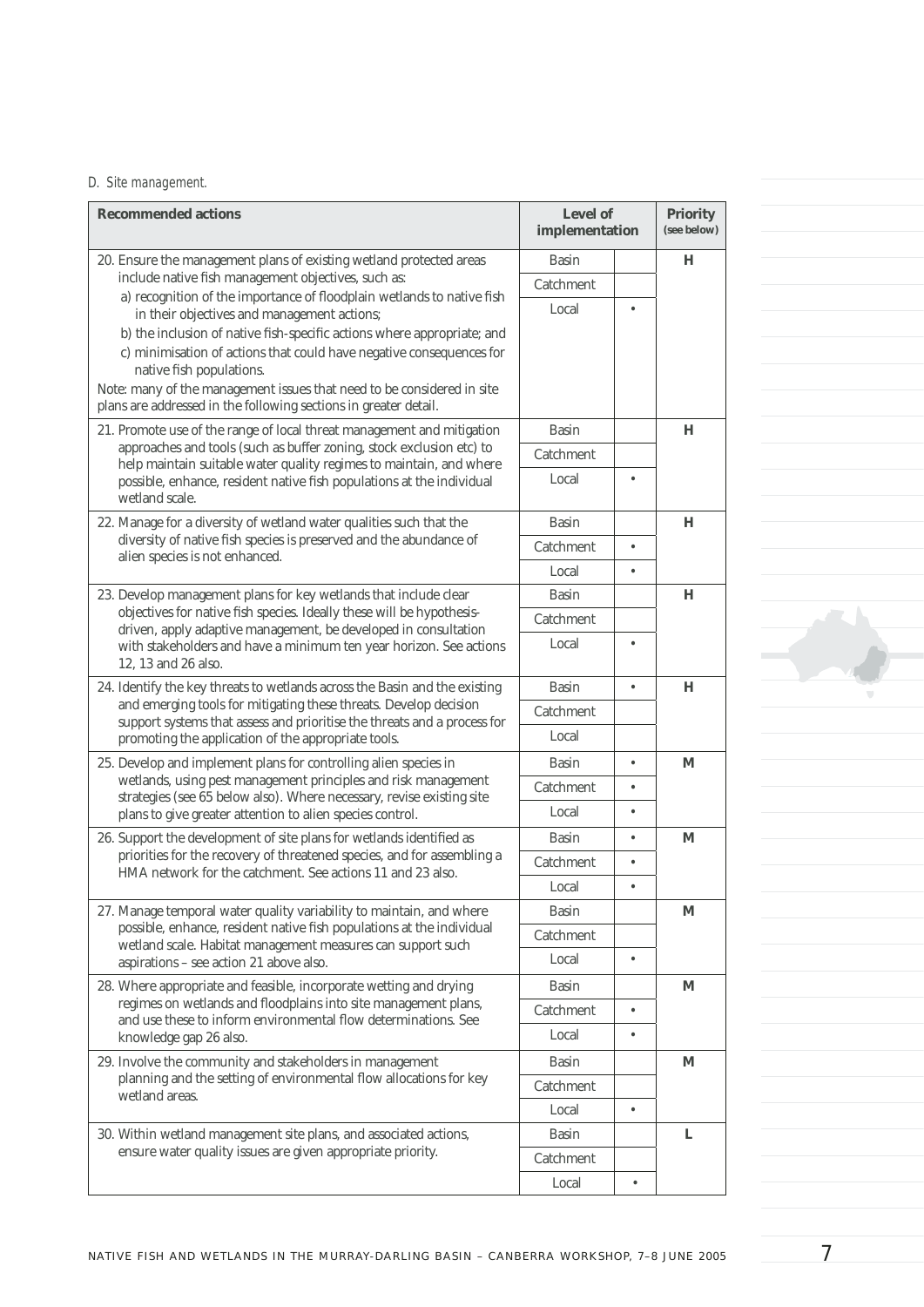D. *Site management.*

| Recommended actions | Level of implementation | | Priority (see below) |
|---|---|---|---|
| 20. Ensure the management plans of existing wetland protected areas include native fish management objectives, such as:<br>a) recognition of the importance of floodplain wetlands to native fish in their objectives and management actions;<br>b) the inclusion of native fish-specific actions where appropriate; and<br>c) minimisation of actions that could have negative consequences for native fish populations.<br>Note: many of the management issues that need to be considered in site plans are addressed in the following sections in greater detail. | Basin | | H |
| | Catchment | | |
| | Local | • | |
| 21. Promote use of the range of local threat management and mitigation approaches and tools (such as buffer zoning, stock exclusion etc) to help maintain suitable water quality regimes to maintain, and where possible, enhance, resident native fish populations at the individual wetland scale. | Basin | | H |
| | Catchment | | |
| | Local | • | |
| 22. Manage for a diversity of wetland water qualities such that the diversity of native fish species is preserved and the abundance of alien species is not enhanced. | Basin | | H |
| | Catchment | • | |
| | Local | • | |
| 23. Develop management plans for key wetlands that include clear objectives for native fish species. Ideally these will be hypothesis-driven, apply adaptive management, be developed in consultation with stakeholders and have a minimum ten year horizon. See actions 12, 13 and 26 also. | Basin | | H |
| | Catchment | | |
| | Local | • | |
| 24. Identify the key threats to wetlands across the Basin and the existing and emerging tools for mitigating these threats. Develop decision support systems that assess and prioritise the threats and a process for promoting the application of the appropriate tools. | Basin | • | H |
| | Catchment | | |
| | Local | | |
| 25. Develop and implement plans for controlling alien species in wetlands, using pest management principles and risk management strategies (see 65 below also). Where necessary, revise existing site plans to give greater attention to alien species control. | Basin | • | M |
| | Catchment | • | |
| | Local | • | |
| 26. Support the development of site plans for wetlands identified as priorities for the recovery of threatened species, and for assembling a HMA network for the catchment. See actions 11 and 23 also. | Basin | • | M |
| | Catchment | • | |
| | Local | • | |
| 27. Manage temporal water quality variability to maintain, and where possible, enhance, resident native fish populations at the individual wetland scale. Habitat management measures can support such aspirations – see action 21 above also. | Basin | | M |
| | Catchment | | |
| | Local | • | |
| 28. Where appropriate and feasible, incorporate wetting and drying regimes on wetlands and floodplains into site management plans, and use these to inform environmental flow determinations. See knowledge gap 26 also. | Basin | | M |
| | Catchment | • | |
| | Local | • | |
| 29. Involve the community and stakeholders in management planning and the setting of environmental flow allocations for key wetland areas. | Basin | | M |
| | Catchment | | |
| | Local | • | |
| 30. Within wetland management site plans, and associated actions, ensure water quality issues are given appropriate priority. | Basin | | L |
| | Catchment | | |
| | Local | • | |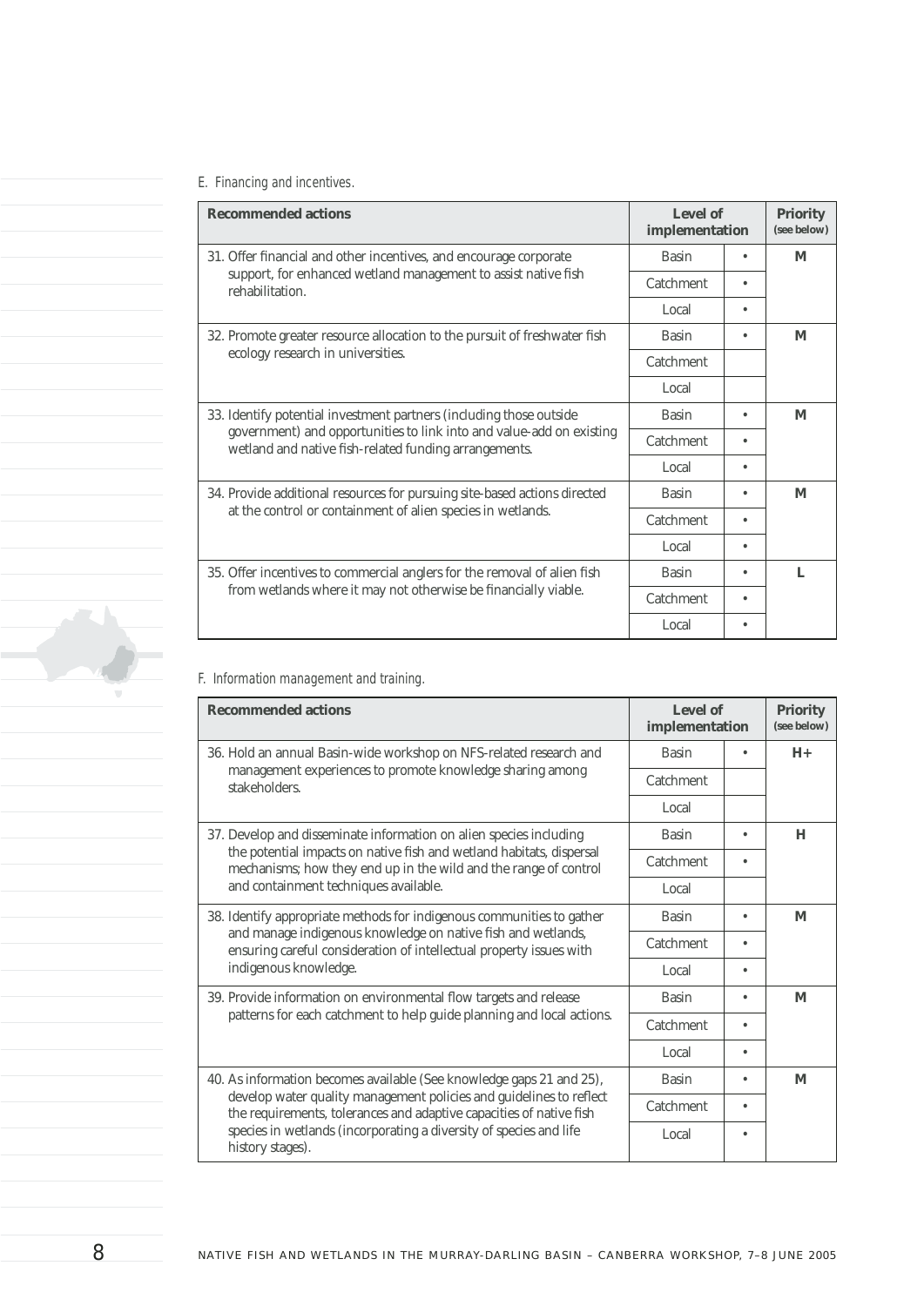*E. Financing and incentives.*

| Recommended actions | Level of implementation | | Priority (see below) |
|---|---|---|---|
| 31. Offer financial and other incentives, and encourage corporate support, for enhanced wetland management to assist native fish rehabilitation. | Basin | • | M |
| | Catchment | • | |
| | Local | • | |
| 32. Promote greater resource allocation to the pursuit of freshwater fish ecology research in universities. | Basin | • | M |
| | Catchment | | |
| | Local | | |
| 33. Identify potential investment partners (including those outside government) and opportunities to link into and value-add on existing wetland and native fish-related funding arrangements. | Basin | • | M |
| | Catchment | • | |
| | Local | • | |
| 34. Provide additional resources for pursuing site-based actions directed at the control or containment of alien species in wetlands. | Basin | • | M |
| | Catchment | • | |
| | Local | • | |
| 35. Offer incentives to commercial anglers for the removal of alien fish from wetlands where it may not otherwise be financially viable. | Basin | • | L |
| | Catchment | • | |
| | Local | • | |

*F. Information management and training.*

| Recommended actions | Level of implementation | | Priority (see below) |
|---|---|---|---|
| 36. Hold an annual Basin-wide workshop on NFS-related research and management experiences to promote knowledge sharing among stakeholders. | Basin | • | H+ |
| | Catchment | | |
| | Local | | |
| 37. Develop and disseminate information on alien species including the potential impacts on native fish and wetland habitats, dispersal mechanisms; how they end up in the wild and the range of control and containment techniques available. | Basin | • | H |
| | Catchment | • | |
| | Local | | |
| 38. Identify appropriate methods for indigenous communities to gather and manage indigenous knowledge on native fish and wetlands, ensuring careful consideration of intellectual property issues with indigenous knowledge. | Basin | • | M |
| | Catchment | • | |
| | Local | • | |
| 39. Provide information on environmental flow targets and release patterns for each catchment to help guide planning and local actions. | Basin | • | M |
| | Catchment | • | |
| | Local | • | |
| 40. As information becomes available (See knowledge gaps 21 and 25), develop water quality management policies and guidelines to reflect the requirements, tolerances and adaptive capacities of native fish species in wetlands (incorporating a diversity of species and life history stages). | Basin | • | M |
| | Catchment | • | |
| | Local | • | |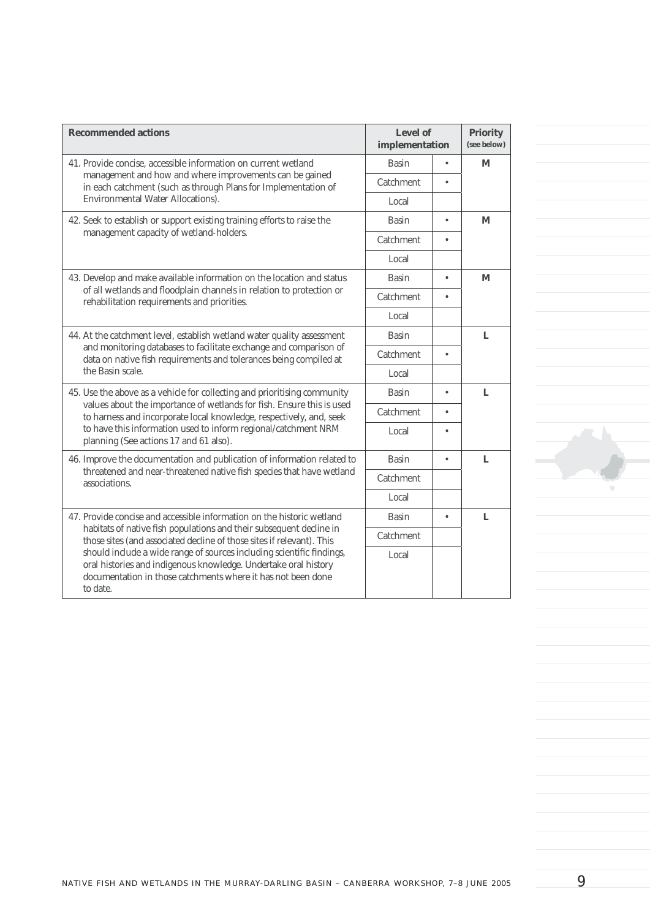| Recommended actions | Level of implementation | | Priority (see below) |
|---|---|---|---|
| 41. Provide concise, accessible information on current wetland management and how and where improvements can be gained in each catchment (such as through Plans for Implementation of Environmental Water Allocations). | Basin | • | M |
| | Catchment | • | |
| | Local | | |
| 42. Seek to establish or support existing training efforts to raise the management capacity of wetland-holders. | Basin | • | M |
| | Catchment | • | |
| | Local | | |
| 43. Develop and make available information on the location and status of all wetlands and floodplain channels in relation to protection or rehabilitation requirements and priorities. | Basin | • | M |
| | Catchment | • | |
| | Local | | |
| 44. At the catchment level, establish wetland water quality assessment and monitoring databases to facilitate exchange and comparison of data on native fish requirements and tolerances being compiled at the Basin scale. | Basin | | L |
| | Catchment | • | |
| | Local | | |
| 45. Use the above as a vehicle for collecting and prioritising community values about the importance of wetlands for fish. Ensure this is used to harness and incorporate local knowledge, respectively, and, seek to have this information used to inform regional/catchment NRM planning (See actions 17 and 61 also). | Basin | • | L |
| | Catchment | • | |
| | Local | • | |
| 46. Improve the documentation and publication of information related to threatened and near-threatened native fish species that have wetland associations. | Basin | • | L |
| | Catchment | | |
| | Local | | |
| 47. Provide concise and accessible information on the historic wetland habitats of native fish populations and their subsequent decline in those sites (and associated decline of those sites if relevant). This should include a wide range of sources including scientific findings, oral histories and indigenous knowledge. Undertake oral history documentation in those catchments where it has not been done to date. | Basin | • | L |
| | Catchment | | |
| | Local | | |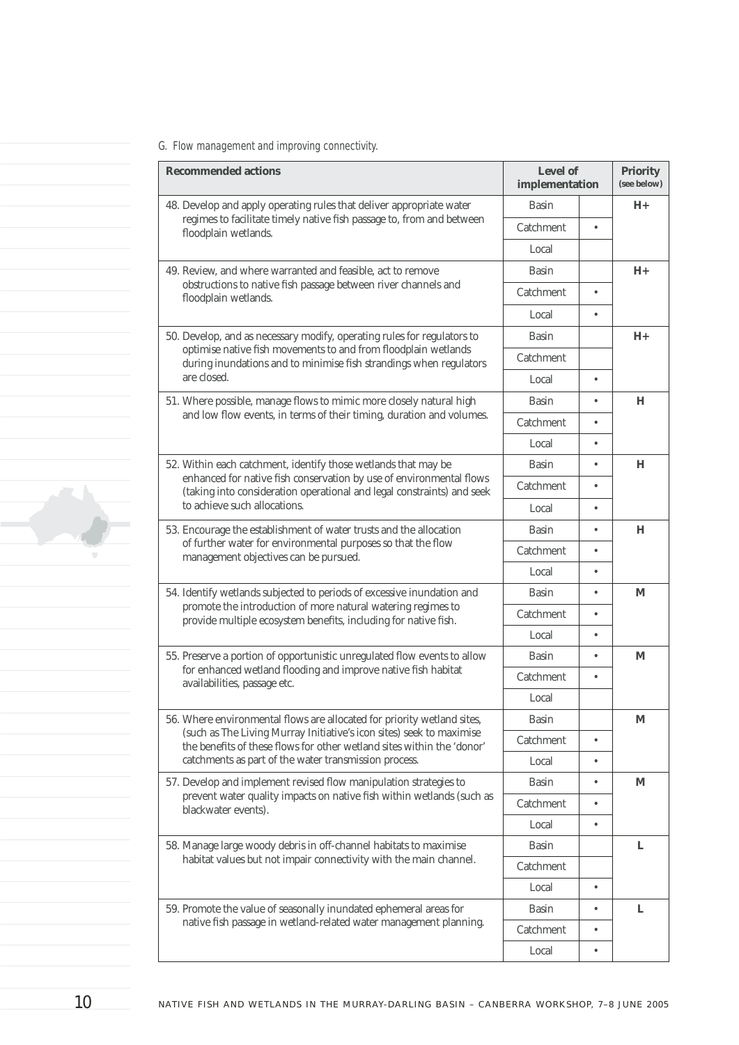*G. Flow management and improving connectivity.*

| Recommended actions | Level of implementation | | Priority (see below) |
|---|---|---|---|
| 48. Develop and apply operating rules that deliver appropriate water regimes to facilitate timely native fish passage to, from and between floodplain wetlands. | Basin | | H+ |
| | Catchment | • | |
| | Local | | |
| 49. Review, and where warranted and feasible, act to remove obstructions to native fish passage between river channels and floodplain wetlands. | Basin | | H+ |
| | Catchment | • | |
| | Local | • | |
| 50. Develop, and as necessary modify, operating rules for regulators to optimise native fish movements to and from floodplain wetlands during inundations and to minimise fish strandings when regulators are closed. | Basin | | H+ |
| | Catchment | | |
| | Local | • | |
| 51. Where possible, manage flows to mimic more closely natural high and low flow events, in terms of their timing, duration and volumes. | Basin | • | H |
| | Catchment | • | |
| | Local | • | |
| 52. Within each catchment, identify those wetlands that may be enhanced for native fish conservation by use of environmental flows (taking into consideration operational and legal constraints) and seek to achieve such allocations. | Basin | • | H |
| | Catchment | • | |
| | Local | • | |
| 53. Encourage the establishment of water trusts and the allocation of further water for environmental purposes so that the flow management objectives can be pursued. | Basin | • | H |
| | Catchment | • | |
| | Local | • | |
| 54. Identify wetlands subjected to periods of excessive inundation and promote the introduction of more natural watering regimes to provide multiple ecosystem benefits, including for native fish. | Basin | • | M |
| | Catchment | • | |
| | Local | • | |
| 55. Preserve a portion of opportunistic unregulated flow events to allow for enhanced wetland flooding and improve native fish habitat availabilities, passage etc. | Basin | • | M |
| | Catchment | • | |
| | Local | | |
| 56. Where environmental flows are allocated for priority wetland sites, (such as The Living Murray Initiative's icon sites) seek to maximise the benefits of these flows for other wetland sites within the 'donor' catchments as part of the water transmission process. | Basin | | M |
| | Catchment | • | |
| | Local | • | |
| 57. Develop and implement revised flow manipulation strategies to prevent water quality impacts on native fish within wetlands (such as blackwater events). | Basin | • | M |
| | Catchment | • | |
| | Local | • | |
| 58. Manage large woody debris in off-channel habitats to maximise habitat values but not impair connectivity with the main channel. | Basin | | L |
| | Catchment | | |
| | Local | • | |
| 59. Promote the value of seasonally inundated ephemeral areas for native fish passage in wetland-related water management planning. | Basin | • | L |
| | Catchment | • | |
| | Local | • | |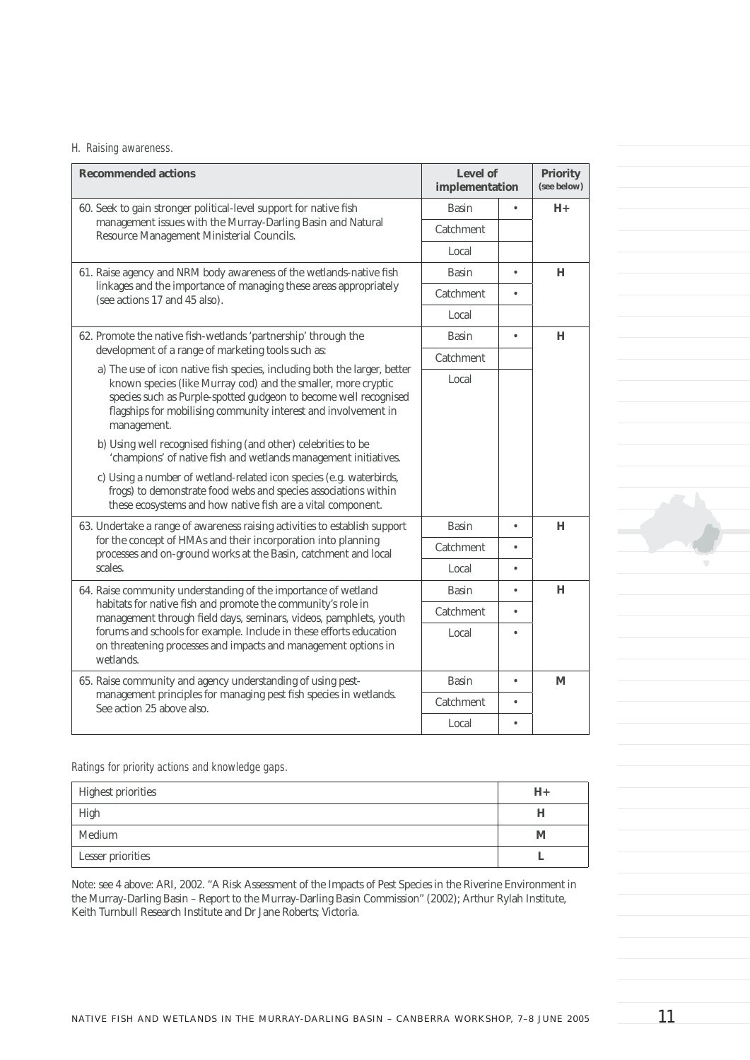*H. Raising awareness.*

| Recommended actions | Level of implementation | | Priority (see below) |
|---|---|---|---|
| 60. Seek to gain stronger political-level support for native fish management issues with the Murray-Darling Basin and Natural Resource Management Ministerial Councils. | Basin | • | **H+** |
| | Catchment | | |
| | Local | | |
| 61. Raise agency and NRM body awareness of the wetlands-native fish linkages and the importance of managing these areas appropriately (see actions 17 and 45 also). | Basin | • | **H** |
| | Catchment | • | |
| | Local | | |
| 62. Promote the native fish-wetlands 'partnership' through the development of a range of marketing tools such as: | Basin | • | **H** |
| | Catchment | | |
| a) The use of icon native fish species, including both the larger, better known species (like Murray cod) and the smaller, more cryptic species such as Purple-spotted gudgeon to become well recognised flagships for mobilising community interest and involvement in management.<br>b) Using well recognised fishing (and other) celebrities to be 'champions' of native fish and wetlands management initiatives.<br>c) Using a number of wetland-related icon species (e.g. waterbirds, frogs) to demonstrate food webs and species associations within these ecosystems and how native fish are a vital component. | Local | | |
| 63. Undertake a range of awareness raising activities to establish support for the concept of HMAs and their incorporation into planning processes and on-ground works at the Basin, catchment and local scales. | Basin | • | **H** |
| | Catchment | • | |
| | Local | • | |
| 64. Raise community understanding of the importance of wetland habitats for native fish and promote the community's role in management through field days, seminars, videos, pamphlets, youth forums and schools for example. Include in these efforts education on threatening processes and impacts and management options in wetlands. | Basin | • | **H** |
| | Catchment | • | |
| | Local | • | |
| 65. Raise community and agency understanding of using pest-management principles for managing pest fish species in wetlands. See action 25 above also. | Basin | • | **M** |
| | Catchment | • | |
| | Local | • | |

*Ratings for priority actions and knowledge gaps.*

| | |
|---|---|
| Highest priorities | **H+** |
| High | **H** |
| Medium | **M** |
| Lesser priorities | **L** |

Note: see 4 above: ARI, 2002. "A Risk Assessment of the Impacts of Pest Species in the Riverine Environment in the Murray-Darling Basin – Report to the Murray-Darling Basin Commission" (2002); Arthur Rylah Institute, Keith Turnbull Research Institute and Dr Jane Roberts; Victoria.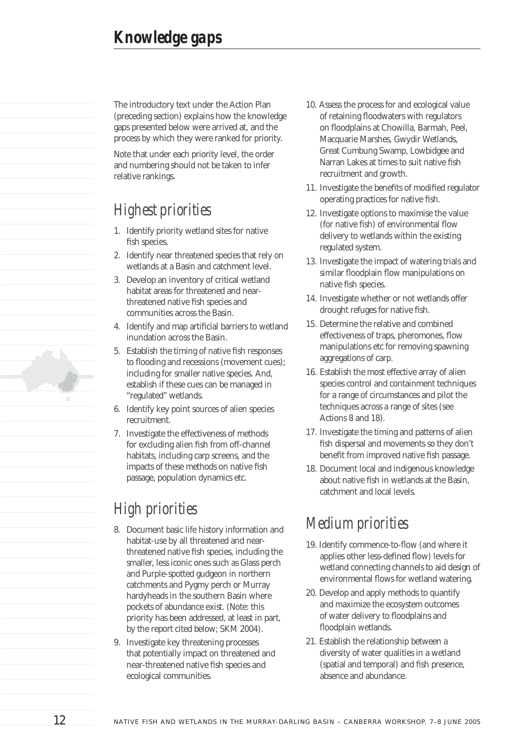# Knowledge gaps

The introductory text under the Action Plan (preceding section) explains how the knowledge gaps presented below were arrived at, and the process by which they were ranked for priority.

Note that under each priority level, the order and numbering should not be taken to infer relative rankings.

## Highest priorities

1. Identify priority wetland sites for native fish species.
2. Identify near threatened species that rely on wetlands at a Basin and catchment level.
3. Develop an inventory of critical wetland habitat areas for threatened and near-threatened native fish species and communities across the Basin.
4. Identify and map artificial barriers to wetland inundation across the Basin.
5. Establish the timing of native fish responses to flooding and recessions (movement cues); including for smaller native species. And, establish if these cues can be managed in "regulated" wetlands.
6. Identify key point sources of alien species recruitment.
7. Investigate the effectiveness of methods for excluding alien fish from off-channel habitats, including carp screens, and the impacts of these methods on native fish passage, population dynamics etc.

## High priorities

8. Document basic life history information and habitat-use by all threatened and near-threatened native fish species, including the smaller, less iconic ones such as Glass perch and Purple-spotted gudgeon in northern catchments and Pygmy perch or Murray hardyheads in the southern Basin where pockets of abundance exist. (Note: this priority has been addressed, at least in part, by the report cited below; SKM 2004).
9. Investigate key threatening processes that potentially impact on threatened and near-threatened native fish species and ecological communities.
10. Assess the process for and ecological value of retaining floodwaters with regulators on floodplains at Chowilla, Barmah, Peel, Macquarie Marshes, Gwydir Wetlands, Great Cumbung Swamp, Lowbidgee and Narran Lakes at times to suit native fish recruitment and growth.
11. Investigate the benefits of modified regulator operating practices for native fish.
12. Investigate options to maximise the value (for native fish) of environmental flow delivery to wetlands within the existing regulated system.
13. Investigate the impact of watering trials and similar floodplain flow manipulations on native fish species.
14. Investigate whether or not wetlands offer drought refuges for native fish.
15. Determine the relative and combined effectiveness of traps, pheromones, flow manipulations etc for removing spawning aggregations of carp.
16. Establish the most effective array of alien species control and containment techniques for a range of circumstances and pilot the techniques across a range of sites (see Actions 8 and 18).
17. Investigate the timing and patterns of alien fish dispersal and movements so they don't benefit from improved native fish passage.
18. Document local and indigenous knowledge about native fish in wetlands at the Basin, catchment and local levels.

## Medium priorities

19. Identify commence-to-flow (and where it applies other less-defined flow) levels for wetland connecting channels to aid design of environmental flows for wetland watering.
20. Develop and apply methods to quantify and maximize the ecosystem outcomes of water delivery to floodplains and floodplain wetlands.
21. Establish the relationship between a diversity of water qualities in a wetland (spatial and temporal) and fish presence, absence and abundance.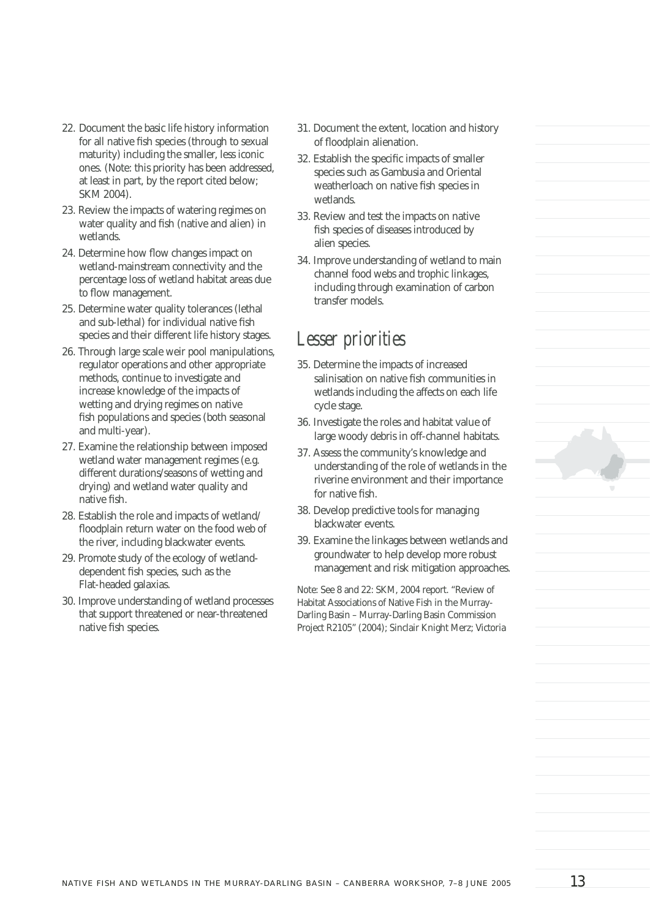22. Document the basic life history information for all native fish species (through to sexual maturity) including the smaller, less iconic ones. (Note: this priority has been addressed, at least in part, by the report cited below; SKM 2004).
23. Review the impacts of watering regimes on water quality and fish (native and alien) in wetlands.
24. Determine how flow changes impact on wetland-mainstream connectivity and the percentage loss of wetland habitat areas due to flow management.
25. Determine water quality tolerances (lethal and sub-lethal) for individual native fish species and their different life history stages.
26. Through large scale weir pool manipulations, regulator operations and other appropriate methods, continue to investigate and increase knowledge of the impacts of wetting and drying regimes on native fish populations and species (both seasonal and multi-year).
27. Examine the relationship between imposed wetland water management regimes (e.g. different durations/seasons of wetting and drying) and wetland water quality and native fish.
28. Establish the role and impacts of wetland/floodplain return water on the food web of the river, including blackwater events.
29. Promote study of the ecology of wetland-dependent fish species, such as the Flat-headed galaxias.
30. Improve understanding of wetland processes that support threatened or near-threatened native fish species.
31. Document the extent, location and history of floodplain alienation.
32. Establish the specific impacts of smaller species such as Gambusia and Oriental weatherloach on native fish species in wetlands.
33. Review and test the impacts on native fish species of diseases introduced by alien species.
34. Improve understanding of wetland to main channel food webs and trophic linkages, including through examination of carbon transfer models.

## Lesser priorities

35. Determine the impacts of increased salinisation on native fish communities in wetlands including the affects on each life cycle stage.
36. Investigate the roles and habitat value of large woody debris in off-channel habitats.
37. Assess the community's knowledge and understanding of the role of wetlands in the riverine environment and their importance for native fish.
38. Develop predictive tools for managing blackwater events.
39. Examine the linkages between wetlands and groundwater to help develop more robust management and risk mitigation approaches.

Note: See 8 and 22: SKM, 2004 report. "Review of Habitat Associations of Native Fish in the Murray-Darling Basin – Murray-Darling Basin Commission Project R2105" (2004); Sinclair Knight Merz; Victoria